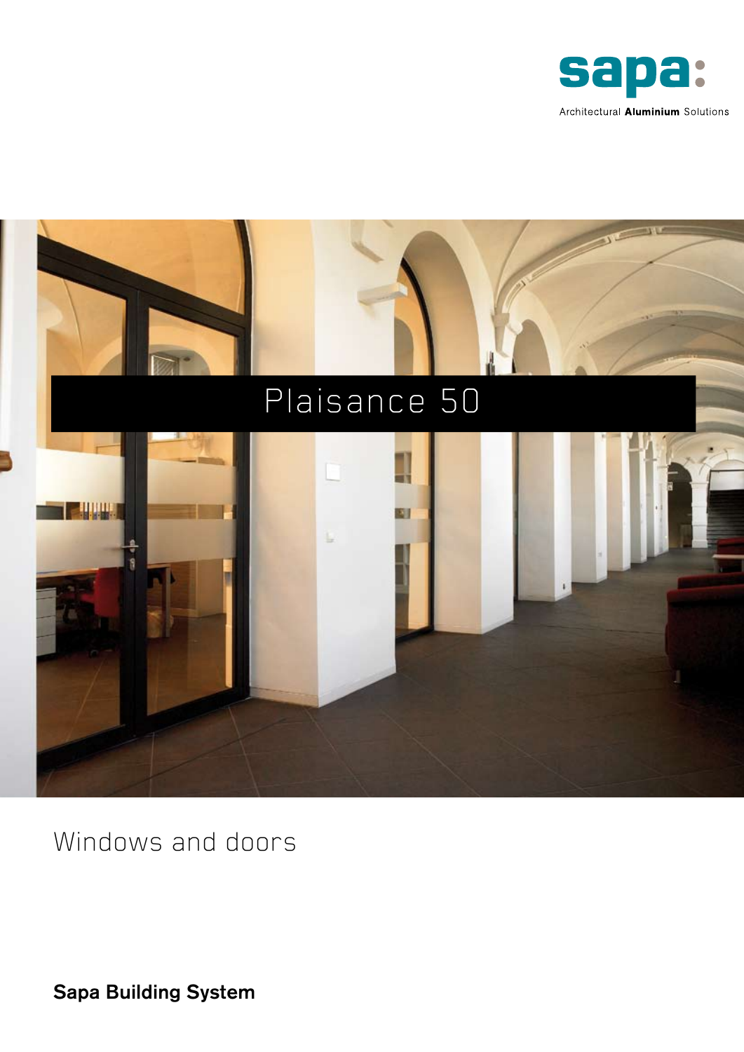sapa:

Architectural **Aluminium** Solutions

# Plaisance 50

## Windows and doors

**Sapa Building System**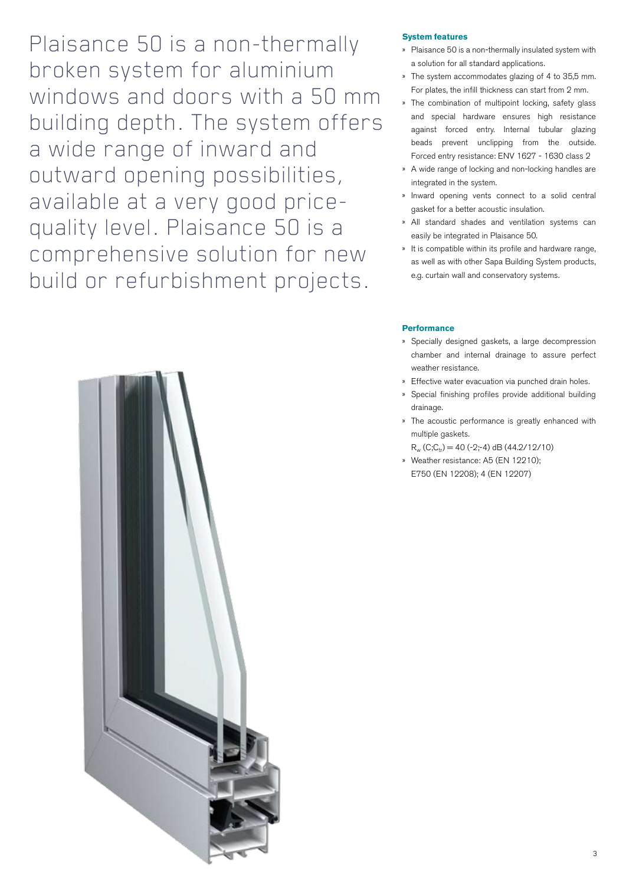Plaisance 50 is a non-thermally broken system for aluminium windows and doors with a 50 mm building depth. The system offers a wide range of inward and outward opening possibilities, available at a very good price-quality level. Plaisance 50 is a comprehensive solution for new build or refurbishment projects.

### System features

- Plaisance 50 is a non-thermally insulated system with a solution for all standard applications.
- The system accommodates glazing of 4 to 35,5 mm. For plates, the infill thickness can start from 2 mm.
- The combination of multipoint locking, safety glass and special hardware ensures high resistance against forced entry. Internal tubular glazing beads prevent unclipping from the outside. Forced entry resistance: ENV 1627 - 1630 class 2
- A wide range of locking and non-locking handles are integrated in the system.
- Inward opening vents connect to a solid central gasket for a better acoustic insulation.
- All standard shades and ventilation systems can easily be integrated in Plaisance 50.
- It is compatible within its profile and hardware range, as well as with other Sapa Building System products, e.g. curtain wall and conservatory systems.

### Performance

- Specially designed gaskets, a large decompression chamber and internal drainage to assure perfect weather resistance.
- Effective water evacuation via punched drain holes.
- Special finishing profiles provide additional building drainage.
- The acoustic performance is greatly enhanced with multiple gaskets.
  $R_w$ ($C$;$C_{tr}$) = 40 (-2;-4) dB (44.2/12/10)
- Weather resistance: A5 (EN 12210); E750 (EN 12208); 4 (EN 12207)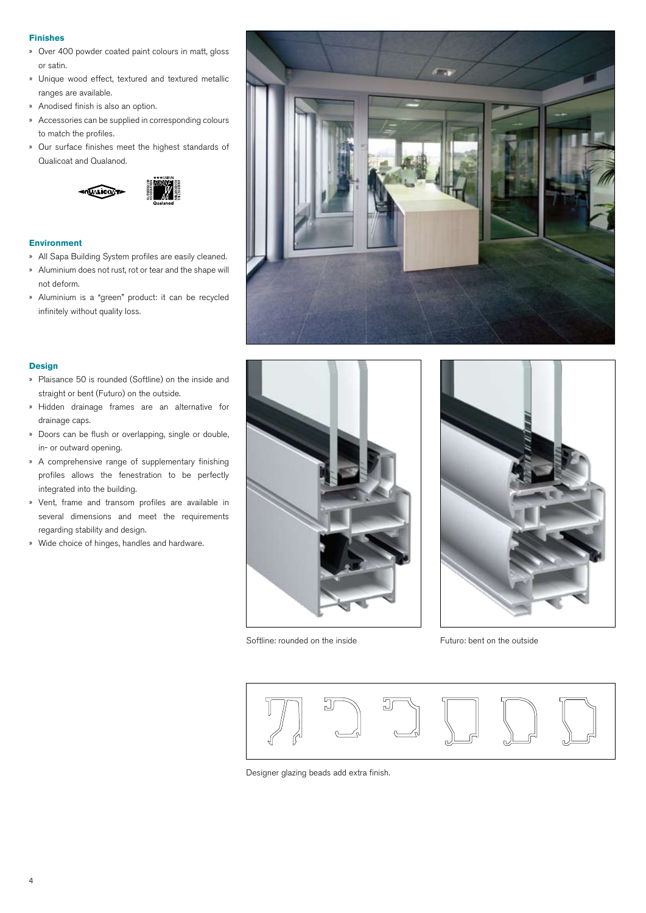## Finishes

- Over 400 powder coated paint colours in matt, gloss or satin.
- Unique wood effect, textured and textured metallic ranges are available.
- Anodised finish is also an option.
- Accessories can be supplied in corresponding colours to match the profiles.
- Our surface finishes meet the highest standards of Qualicoat and Qualanod.

## Environment

- All Sapa Building System profiles are easily cleaned.
- Aluminium does not rust, rot or tear and the shape will not deform.
- Aluminium is a "green" product: it can be recycled infinitely without quality loss.

## Design

- Plaisance 50 is rounded (Softline) on the inside and straight or bent (Futuro) on the outside.
- Hidden drainage frames are an alternative for drainage caps.
- Doors can be flush or overlapping, single or double, in- or outward opening.
- A comprehensive range of supplementary finishing profiles allows the fenestration to be perfectly integrated into the building.
- Vent, frame and transom profiles are available in several dimensions and meet the requirements regarding stability and design.
- Wide choice of hinges, handles and hardware.

Softline: rounded on the inside

Futuro: bent on the outside

Designer glazing beads add extra finish.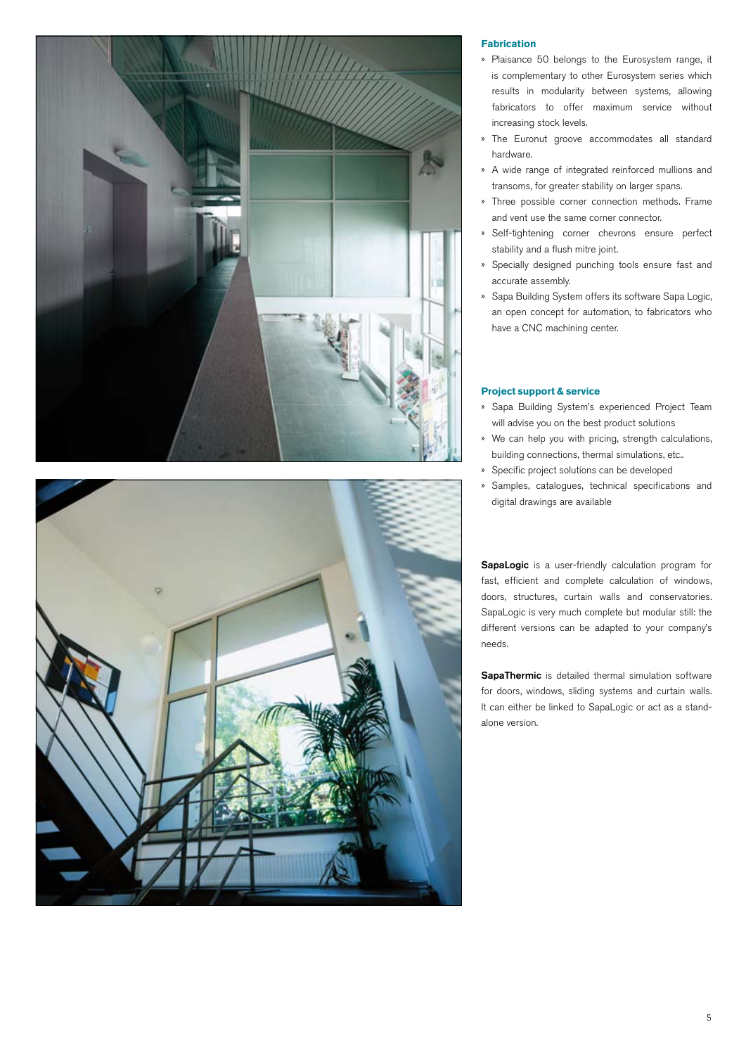## Fabrication

- Plaisance 50 belongs to the Eurosystem range, it is complementary to other Eurosystem series which results in modularity between systems, allowing fabricators to offer maximum service without increasing stock levels.
- The Euronut groove accommodates all standard hardware.
- A wide range of integrated reinforced mullions and transoms, for greater stability on larger spans.
- Three possible corner connection methods. Frame and vent use the same corner connector.
- Self-tightening corner chevrons ensure perfect stability and a flush mitre joint.
- Specially designed punching tools ensure fast and accurate assembly.
- Sapa Building System offers its software Sapa Logic, an open concept for automation, to fabricators who have a CNC machining center.

## Project support & service

- Sapa Building System's experienced Project Team will advise you on the best product solutions
- We can help you with pricing, strength calculations, building connections, thermal simulations, etc..
- Specific project solutions can be developed
- Samples, catalogues, technical specifications and digital drawings are available

**SapaLogic** is a user-friendly calculation program for fast, efficient and complete calculation of windows, doors, structures, curtain walls and conservatories. SapaLogic is very much complete but modular still: the different versions can be adapted to your company's needs.

**SapaThermic** is detailed thermal simulation software for doors, windows, sliding systems and curtain walls. It can either be linked to SapaLogic or act as a stand-alone version.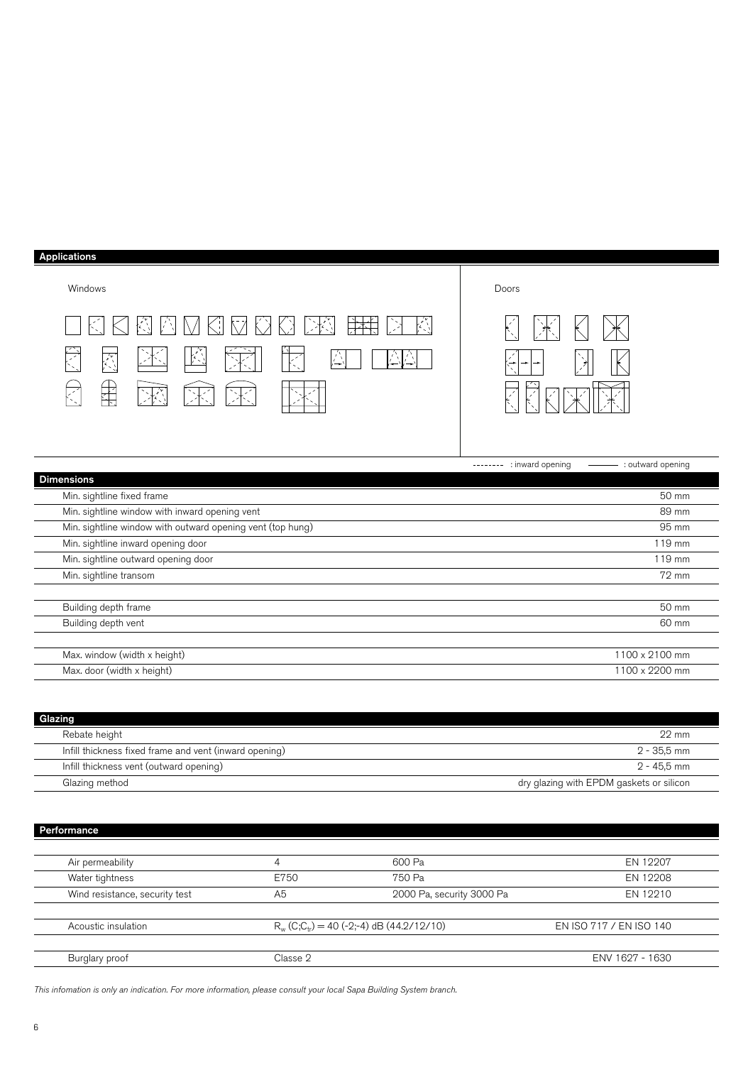## Applications

Windows

Doors

-------- : inward opening ——— : outward opening

## Dimensions

| | |
|---|---|
| Min. sightline fixed frame | 50 mm |
| Min. sightline window with inward opening vent | 89 mm |
| Min. sightline window with outward opening vent (top hung) | 95 mm |
| Min. sightline inward opening door | 119 mm |
| Min. sightline outward opening door | 119 mm |
| Min. sightline transom | 72 mm |
| | |
| Building depth frame | 50 mm |
| Building depth vent | 60 mm |
| | |
| Max. window (width x height) | 1100 x 2100 mm |
| Max. door (width x height) | 1100 x 2200 mm |

## Glazing

| | |
|---|---|
| Rebate height | 22 mm |
| Infill thickness fixed frame and vent (inward opening) | 2 - 35,5 mm |
| Infill thickness vent (outward opening) | 2 - 45,5 mm |
| Glazing method | dry glazing with EPDM gaskets or silicon |

## Performance

| | | | |
|---|---|---|---|
| Air permeability | 4 | 600 Pa | EN 12207 |
| Water tightness | E750 | 750 Pa | EN 12208 |
| Wind resistance, security test | A5 | 2000 Pa, security 3000 Pa | EN 12210 |
| | | | |
| Acoustic insulation | $R_w$ $(C;C_{tr})$ = 40 (-2;-4) dB (44.2/12/10) | | EN ISO 717 / EN ISO 140 |
| | | | |
| Burglary proof | Classe 2 | | ENV 1627 - 1630 |

*This infomation is only an indication. For more information, please consult your local Sapa Building System branch.*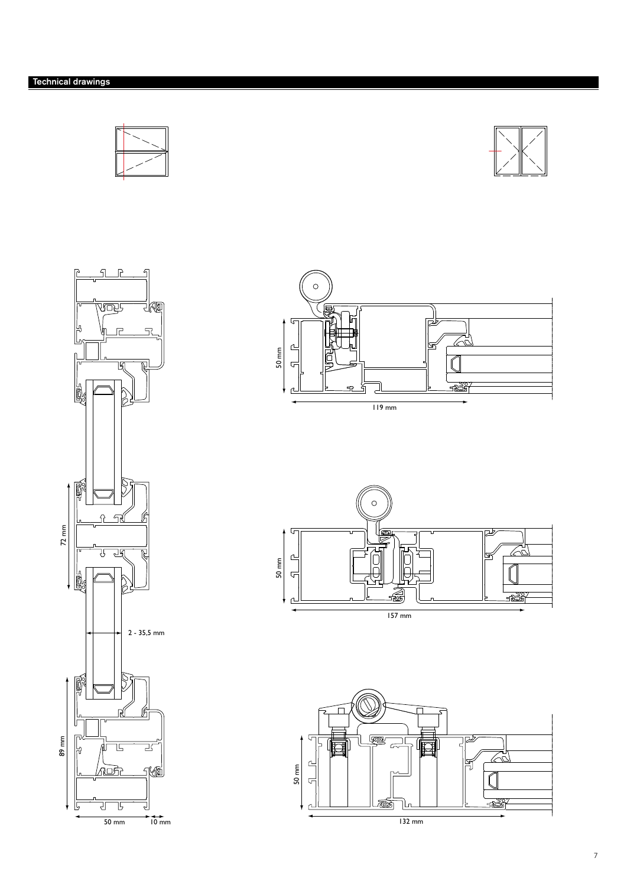## Technical drawings

72 mm

2 - 35,5 mm

89 mm

50 mm 10 mm

50 mm

119 mm

50 mm

157 mm

50 mm

132 mm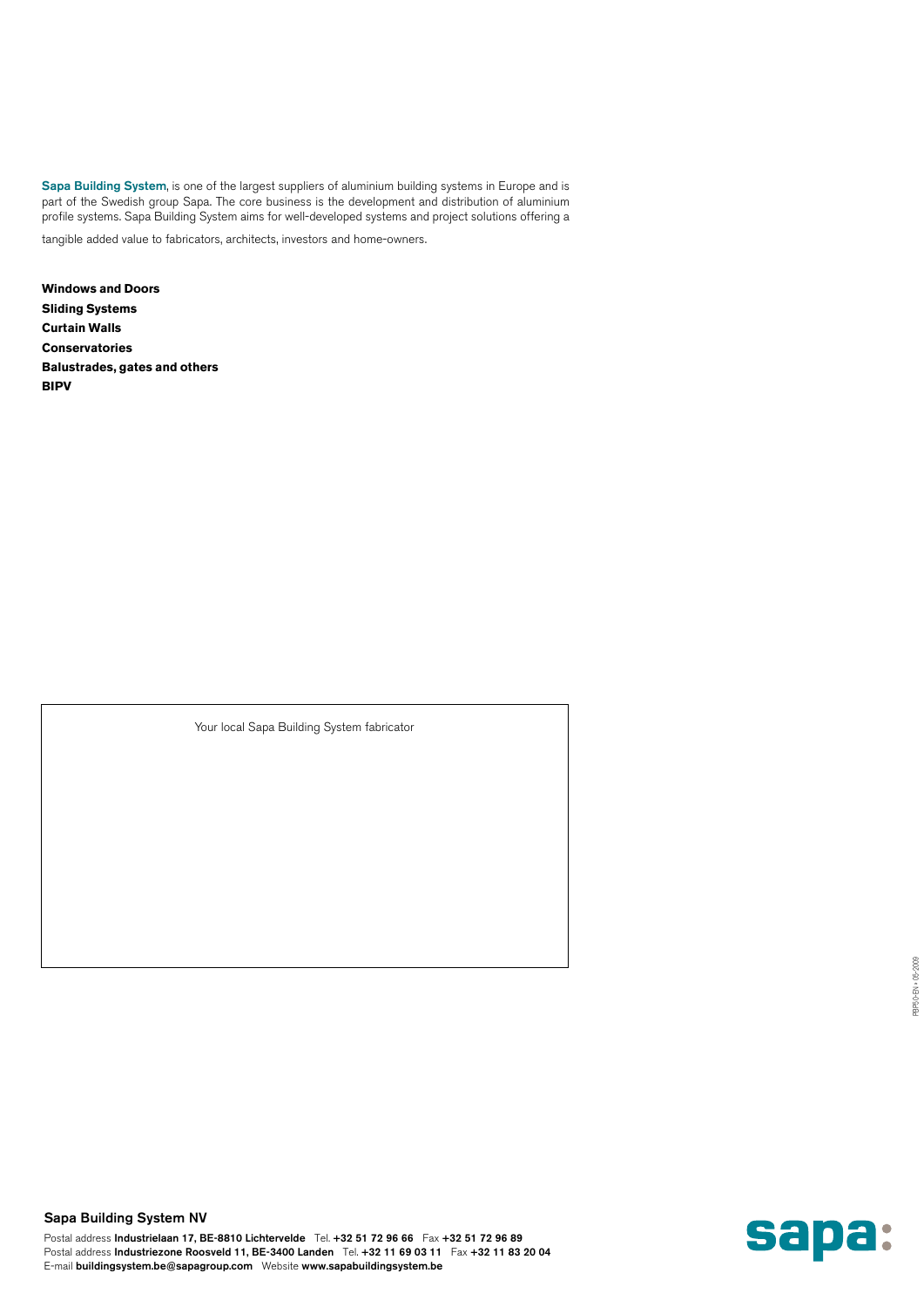**Sapa Building System**, is one of the largest suppliers of aluminium building systems in Europe and is part of the Swedish group Sapa. The core business is the development and distribution of aluminium profile systems. Sapa Building System aims for well-developed systems and project solutions offering a tangible added value to fabricators, architects, investors and home-owners.

**Windows and Doors**
**Sliding Systems**
**Curtain Walls**
**Conservatories**
**Balustrades, gates and others**
**BIPV**

Your local Sapa Building System fabricator

PBP5.0-EN • 05-2009

**Sapa Building System NV**

Postal address **Industrielaan 17, BE-8810 Lichtervelde** Tel. **+32 51 72 96 66** Fax **+32 51 72 96 89**
Postal address **Industriezone Roosveld 11, BE-3400 Landen** Tel. **+32 11 69 03 11** Fax **+32 11 83 20 04**
E-mail **buildingsystem.be@sapagroup.com** Website **www.sapabuildingsystem.be**

sapa: